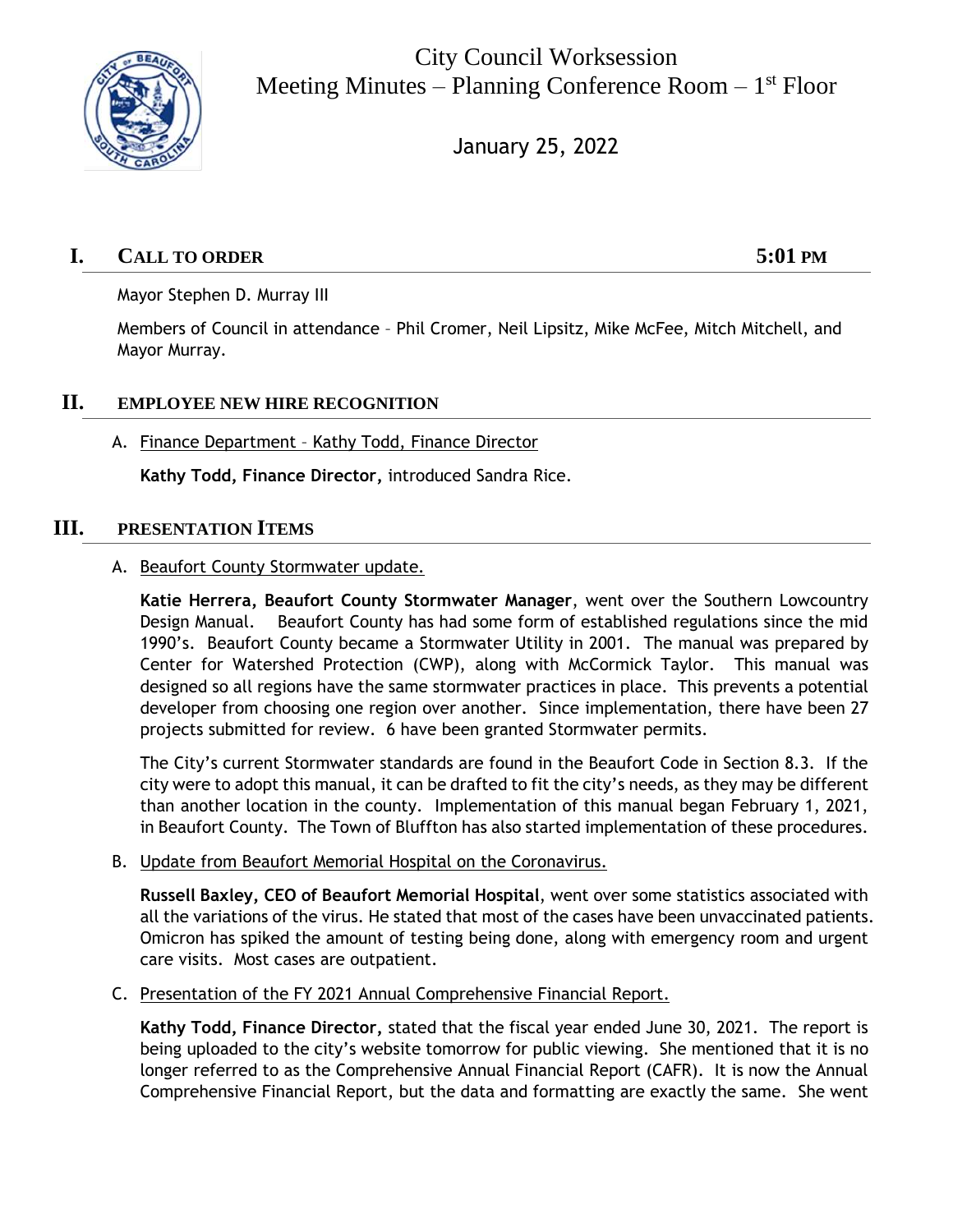# City Council Worksession
## Meeting Minutes – Planning Conference Room – 1st Floor

January 25, 2022

## I. CALL TO ORDER 5:01 PM

Mayor Stephen D. Murray III

Members of Council in attendance – Phil Cromer, Neil Lipsitz, Mike McFee, Mitch Mitchell, and Mayor Murray.

## II. EMPLOYEE NEW HIRE RECOGNITION

A. Finance Department – Kathy Todd, Finance Director

**Kathy Todd, Finance Director,** introduced Sandra Rice.

## III. PRESENTATION ITEMS

A. Beaufort County Stormwater update.

**Katie Herrera, Beaufort County Stormwater Manager**, went over the Southern Lowcountry Design Manual. Beaufort County has had some form of established regulations since the mid 1990's. Beaufort County became a Stormwater Utility in 2001. The manual was prepared by Center for Watershed Protection (CWP), along with McCormick Taylor. This manual was designed so all regions have the same stormwater practices in place. This prevents a potential developer from choosing one region over another. Since implementation, there have been 27 projects submitted for review. 6 have been granted Stormwater permits.

The City's current Stormwater standards are found in the Beaufort Code in Section 8.3. If the city were to adopt this manual, it can be drafted to fit the city's needs, as they may be different than another location in the county. Implementation of this manual began February 1, 2021, in Beaufort County. The Town of Bluffton has also started implementation of these procedures.

B. Update from Beaufort Memorial Hospital on the Coronavirus.

**Russell Baxley, CEO of Beaufort Memorial Hospital**, went over some statistics associated with all the variations of the virus. He stated that most of the cases have been unvaccinated patients. Omicron has spiked the amount of testing being done, along with emergency room and urgent care visits. Most cases are outpatient.

C. Presentation of the FY 2021 Annual Comprehensive Financial Report.

**Kathy Todd, Finance Director,** stated that the fiscal year ended June 30, 2021. The report is being uploaded to the city's website tomorrow for public viewing. She mentioned that it is no longer referred to as the Comprehensive Annual Financial Report (CAFR). It is now the Annual Comprehensive Financial Report, but the data and formatting are exactly the same. She went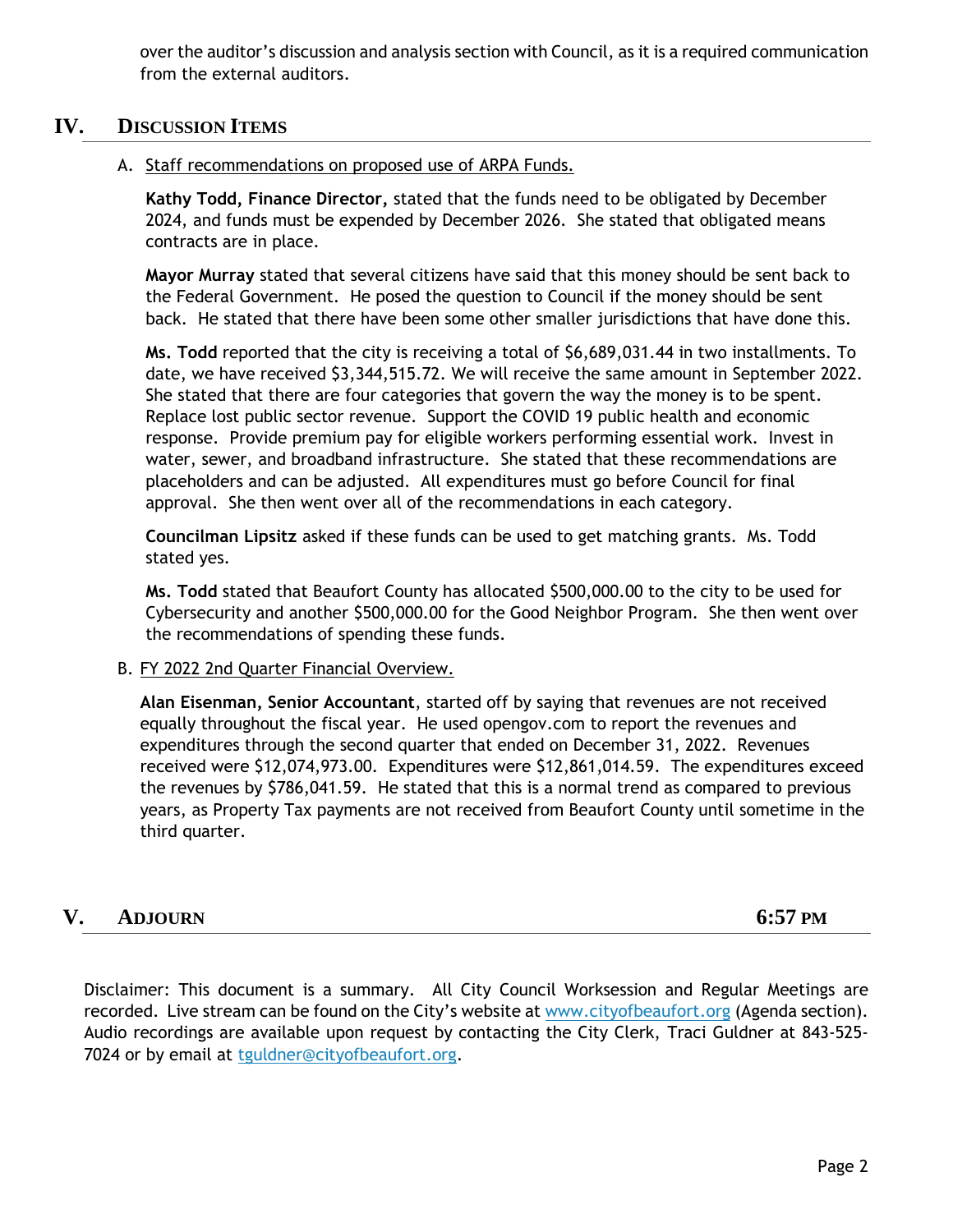over the auditor's discussion and analysis section with Council, as it is a required communication from the external auditors.

## IV. DISCUSSION ITEMS

A. Staff recommendations on proposed use of ARPA Funds.

**Kathy Todd, Finance Director,** stated that the funds need to be obligated by December 2024, and funds must be expended by December 2026. She stated that obligated means contracts are in place.

**Mayor Murray** stated that several citizens have said that this money should be sent back to the Federal Government. He posed the question to Council if the money should be sent back. He stated that there have been some other smaller jurisdictions that have done this.

**Ms. Todd** reported that the city is receiving a total of $6,689,031.44 in two installments. To date, we have received $3,344,515.72. We will receive the same amount in September 2022. She stated that there are four categories that govern the way the money is to be spent. Replace lost public sector revenue. Support the COVID 19 public health and economic response. Provide premium pay for eligible workers performing essential work. Invest in water, sewer, and broadband infrastructure. She stated that these recommendations are placeholders and can be adjusted. All expenditures must go before Council for final approval. She then went over all of the recommendations in each category.

**Councilman Lipsitz** asked if these funds can be used to get matching grants. Ms. Todd stated yes.

**Ms. Todd** stated that Beaufort County has allocated $500,000.00 to the city to be used for Cybersecurity and another $500,000.00 for the Good Neighbor Program. She then went over the recommendations of spending these funds.

B. FY 2022 2nd Quarter Financial Overview.

**Alan Eisenman, Senior Accountant**, started off by saying that revenues are not received equally throughout the fiscal year. He used opengov.com to report the revenues and expenditures through the second quarter that ended on December 31, 2022. Revenues received were $12,074,973.00. Expenditures were $12,861,014.59. The expenditures exceed the revenues by $786,041.59. He stated that this is a normal trend as compared to previous years, as Property Tax payments are not received from Beaufort County until sometime in the third quarter.

## V. ADJOURN 6:57 PM

Disclaimer: This document is a summary. All City Council Worksession and Regular Meetings are recorded. Live stream can be found on the City's website at www.cityofbeaufort.org (Agenda section). Audio recordings are available upon request by contacting the City Clerk, Traci Guldner at 843-525-7024 or by email at tguldner@cityofbeaufort.org.